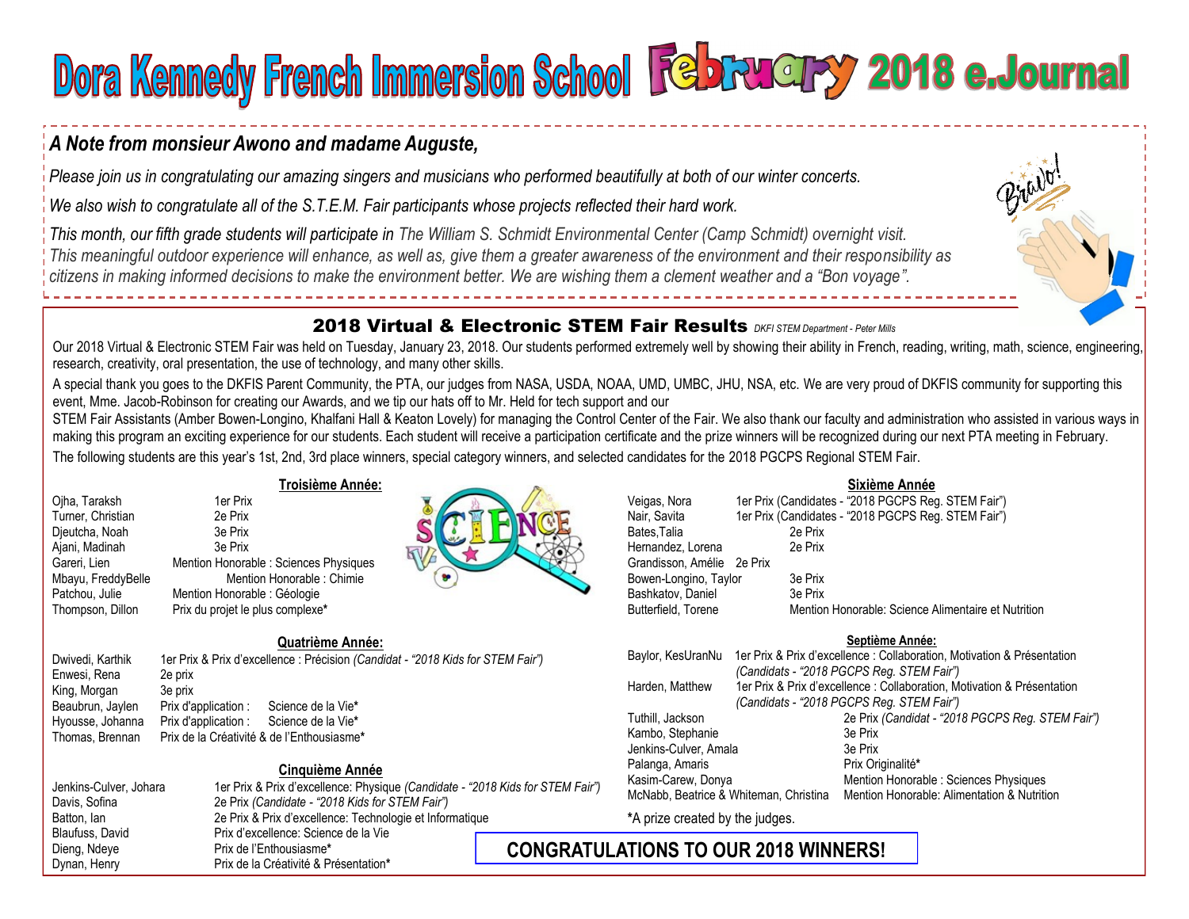# Dora Kennedy French Immersion School February 2018 e.Journal

***A Note from monsieur Awono and madame Auguste,***

*Please join us in congratulating our amazing singers and musicians who performed beautifully at both of our winter concerts.*

*We also wish to congratulate all of the S.T.E.M. Fair participants whose projects reflected their hard work.*

*This month, our fifth grade students will participate in The William S. Schmidt Environmental Center (Camp Schmidt) overnight visit. This meaningful outdoor experience will enhance, as well as, give them a greater awareness of the environment and their responsibility as citizens in making informed decisions to make the environment better. We are wishing them a clement weather and a "Bon voyage".*

## 2018 Virtual & Electronic STEM Fair Results

*DKFI STEM Department - Peter Mills*

Our 2018 Virtual & Electronic STEM Fair was held on Tuesday, January 23, 2018. Our students performed extremely well by showing their ability in French, reading, writing, math, science, engineering, research, creativity, oral presentation, the use of technology, and many other skills.

A special thank you goes to the DKFIS Parent Community, the PTA, our judges from NASA, USDA, NOAA, UMD, UMBC, JHU, NSA, etc. We are very proud of DKFIS community for supporting this event, Mme. Jacob-Robinson for creating our Awards, and we tip our hats off to Mr. Held for tech support and our STEM Fair Assistants (Amber Bowen-Longino, Khalfani Hall & Keaton Lovely) for managing the Control Center of the Fair. We also thank our faculty and administration who assisted in various ways in making this program an exciting experience for our students. Each student will receive a participation certificate and the prize winners will be recognized during our next PTA meeting in February.

The following students are this year's 1st, 2nd, 3rd place winners, special category winners, and selected candidates for the 2018 PGCPS Regional STEM Fair.

### Troisième Année:

| Name | Prize |
|---|---|
| Ojha, Taraksh | 1er Prix |
| Turner, Christian | 2e Prix |
| Djeutcha, Noah | 3e Prix |
| Ajani, Madinah | 3e Prix |
| Gareri, Lien | Mention Honorable : Sciences Physiques |
| Mbayu, FreddyBelle | Mention Honorable : Chimie |
| Patchou, Julie | Mention Honorable : Géologie |
| Thompson, Dillon | Prix du projet le plus complexe* |

### Quatrième Année:

| Name | Prize |
|---|---|
| Dwivedi, Karthik | 1er Prix & Prix d'excellence : Précision *(Candidat - "2018 Kids for STEM Fair")* |
| Enwesi, Rena | 2e prix |
| King, Morgan | 3e prix |
| Beaubrun, Jaylen | Prix d'application : Science de la Vie* |
| Hyousse, Johanna | Prix d'application : Science de la Vie* |
| Thomas, Brennan | Prix de la Créativité & de l'Enthousiasme* |

### Cinquième Année

| Name | Prize |
|---|---|
| Jenkins-Culver, Johara | 1er Prix & Prix d'excellence: Physique *(Candidate - "2018 Kids for STEM Fair")* |
| Davis, Sofina | 2e Prix *(Candidate - "2018 Kids for STEM Fair")* |
| Batton, Ian | 2e Prix & Prix d'excellence: Technologie et Informatique |
| Blaufuss, David | Prix d'excellence: Science de la Vie |
| Dieng, Ndeye | Prix de l'Enthousiasme* |
| Dynan, Henry | Prix de la Créativité & Présentation* |

### Sixième Année

| Name | Prize |
|---|---|
| Veigas, Nora | 1er Prix (Candidates - "2018 PGCPS Reg. STEM Fair") |
| Nair, Savita | 1er Prix (Candidates - "2018 PGCPS Reg. STEM Fair") |
| Bates, Talia | 2e Prix |
| Hernandez, Lorena | 2e Prix |
| Grandisson, Amélie | 2e Prix |
| Bowen-Longino, Taylor | 3e Prix |
| Bashkatov, Daniel | 3e Prix |
| Butterfield, Torene | Mention Honorable: Science Alimentaire et Nutrition |

### Septième Année:

| Name | Prize |
|---|---|
| Baylor, KesUranNu | 1er Prix & Prix d'excellence : Collaboration, Motivation & Présentation *(Candidates - "2018 PGCPS Reg. STEM Fair")* |
| Harden, Matthew | 1er Prix & Prix d'excellence : Collaboration, Motivation & Présentation *(Candidates - "2018 PGCPS Reg. STEM Fair")* |
| Tuthill, Jackson | 2e Prix *(Candidat - "2018 PGCPS Reg. STEM Fair")* |
| Kambo, Stephanie | 3e Prix |
| Jenkins-Culver, Amala | 3e Prix |
| Palanga, Amaris | Prix Originalité* |
| Kasim-Carew, Donya | Mention Honorable : Sciences Physiques |
| McNabb, Beatrice & Whiteman, Christina | Mention Honorable: Alimentation & Nutrition |

*A prize created by the judges.

**CONGRATULATIONS TO OUR 2018 WINNERS!**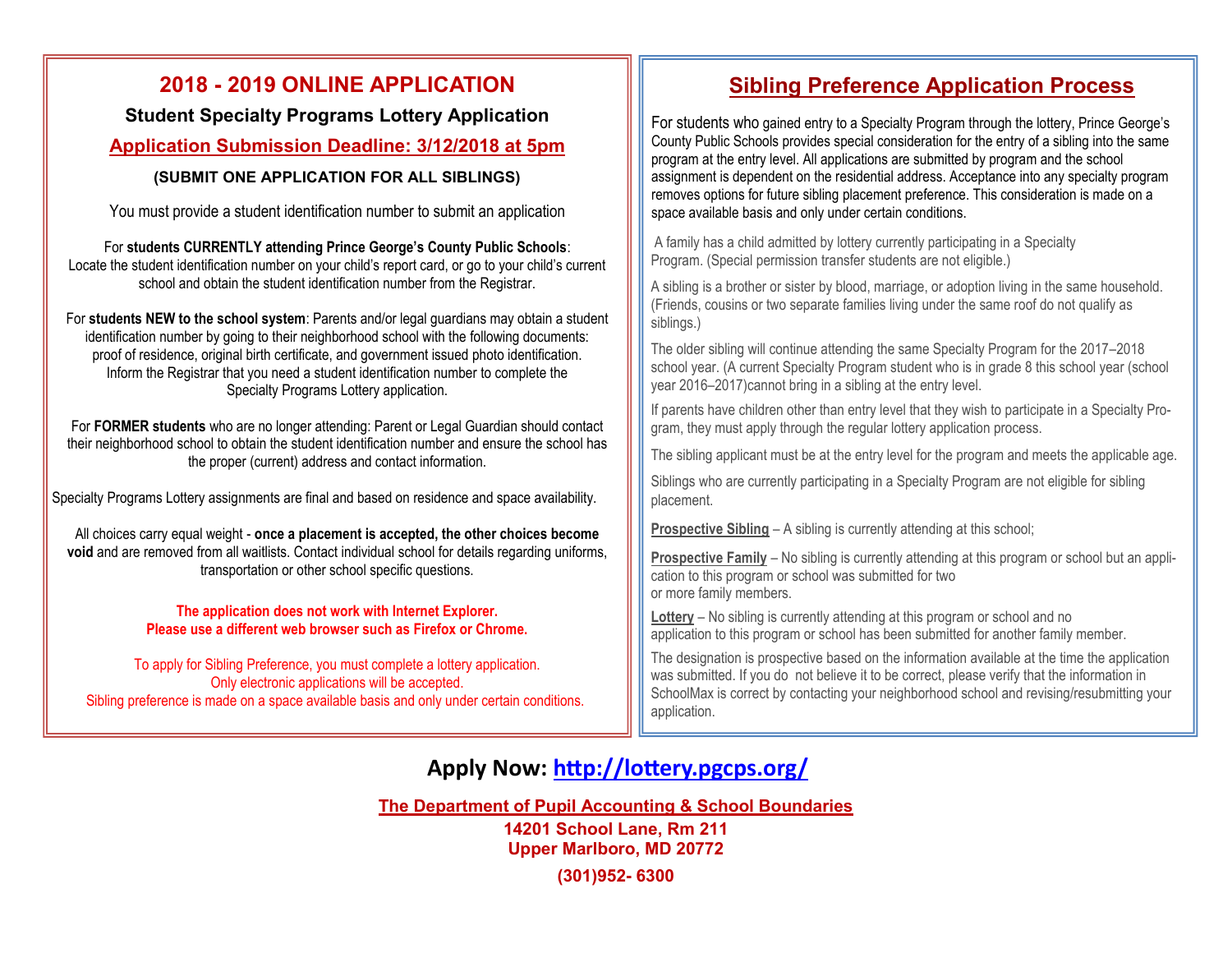# 2018 - 2019 ONLINE APPLICATION

### Student Specialty Programs Lottery Application

**Application Submission Deadline: 3/12/2018 at 5pm**

**(SUBMIT ONE APPLICATION FOR ALL SIBLINGS)**

You must provide a student identification number to submit an application

For **students CURRENTLY attending Prince George's County Public Schools**: Locate the student identification number on your child's report card, or go to your child's current school and obtain the student identification number from the Registrar.

For **students NEW to the school system**: Parents and/or legal guardians may obtain a student identification number by going to their neighborhood school with the following documents: proof of residence, original birth certificate, and government issued photo identification. Inform the Registrar that you need a student identification number to complete the Specialty Programs Lottery application.

For **FORMER students** who are no longer attending: Parent or Legal Guardian should contact their neighborhood school to obtain the student identification number and ensure the school has the proper (current) address and contact information.

Specialty Programs Lottery assignments are final and based on residence and space availability.

All choices carry equal weight - **once a placement is accepted, the other choices become void** and are removed from all waitlists. Contact individual school for details regarding uniforms, transportation or other school specific questions.

**The application does not work with Internet Explorer. Please use a different web browser such as Firefox or Chrome.**

To apply for Sibling Preference, you must complete a lottery application.
Only electronic applications will be accepted.
Sibling preference is made on a space available basis and only under certain conditions.

## Sibling Preference Application Process

For students who gained entry to a Specialty Program through the lottery, Prince George's County Public Schools provides special consideration for the entry of a sibling into the same program at the entry level. All applications are submitted by program and the school assignment is dependent on the residential address. Acceptance into any specialty program removes options for future sibling placement preference. This consideration is made on a space available basis and only under certain conditions.

A family has a child admitted by lottery currently participating in a Specialty Program. (Special permission transfer students are not eligible.)

A sibling is a brother or sister by blood, marriage, or adoption living in the same household. (Friends, cousins or two separate families living under the same roof do not qualify as siblings.)

The older sibling will continue attending the same Specialty Program for the 2017–2018 school year. (A current Specialty Program student who is in grade 8 this school year (school year 2016–2017)cannot bring in a sibling at the entry level.

If parents have children other than entry level that they wish to participate in a Specialty Program, they must apply through the regular lottery application process.

The sibling applicant must be at the entry level for the program and meets the applicable age.

Siblings who are currently participating in a Specialty Program are not eligible for sibling placement.

**Prospective Sibling** – A sibling is currently attending at this school;

**Prospective Family** – No sibling is currently attending at this program or school but an application to this program or school was submitted for two or more family members.

**Lottery** – No sibling is currently attending at this program or school and no application to this program or school has been submitted for another family member.

The designation is prospective based on the information available at the time the application was submitted. If you do not believe it to be correct, please verify that the information in SchoolMax is correct by contacting your neighborhood school and revising/resubmitting your application.

## Apply Now: http://lottery.pgcps.org/

**The Department of Pupil Accounting & School Boundaries**
**14201 School Lane, Rm 211**
**Upper Marlboro, MD 20772**
**(301)952- 6300**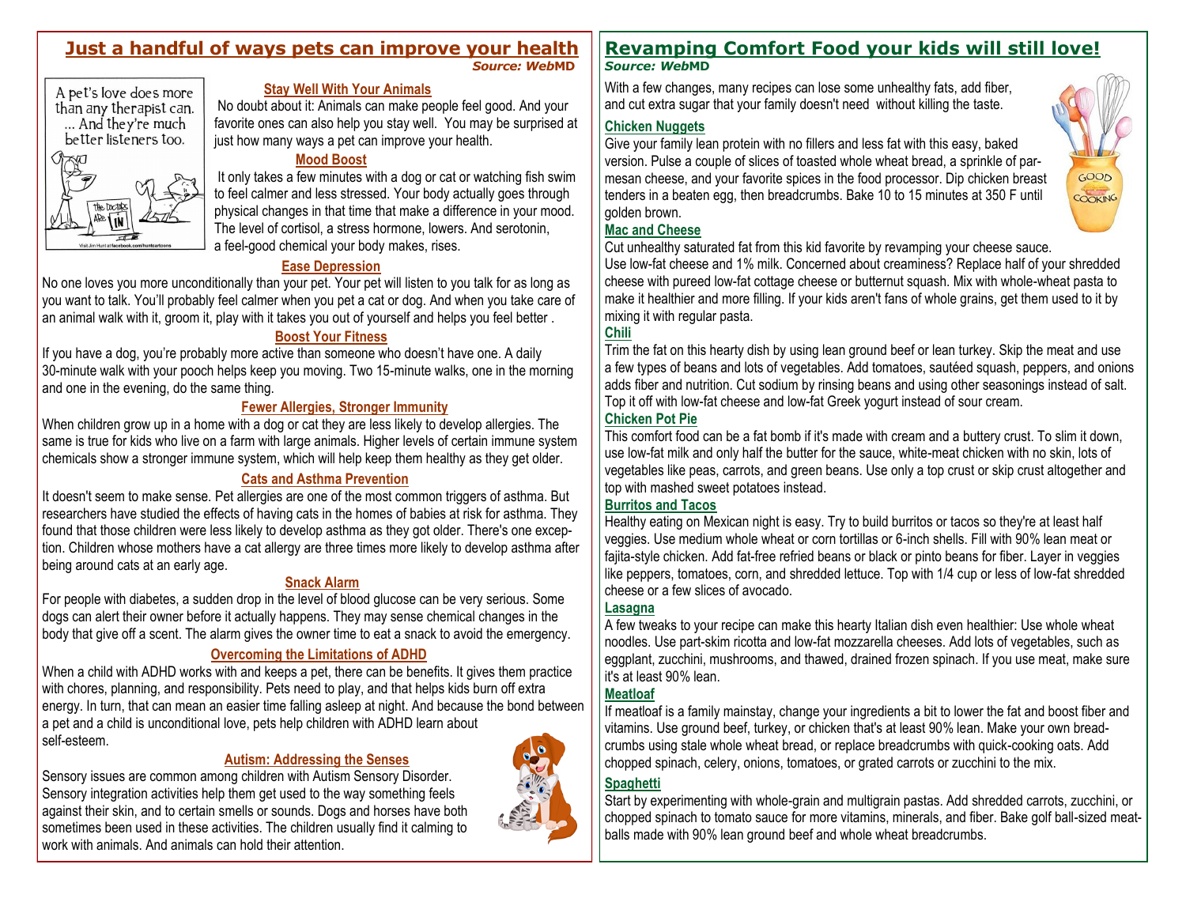## Just a handful of ways pets can improve your health

***Source: WebMD***

A pet's love does more than any therapist can. ... And they're much better listeners too.

The Doctor Is IN

Visit Jim Hunt at facebook.com/huntcartoons

### Stay Well With Your Animals

No doubt about it: Animals can make people feel good. And your favorite ones can also help you stay well. You may be surprised at just how many ways a pet can improve your health.

### Mood Boost

It only takes a few minutes with a dog or cat or watching fish swim to feel calmer and less stressed. Your body actually goes through physical changes in that time that make a difference in your mood. The level of cortisol, a stress hormone, lowers. And serotonin, a feel-good chemical your body makes, rises.

### Ease Depression

No one loves you more unconditionally than your pet. Your pet will listen to you talk for as long as you want to talk. You'll probably feel calmer when you pet a cat or dog. And when you take care of an animal walk with it, groom it, play with it takes you out of yourself and helps you feel better .

### Boost Your Fitness

If you have a dog, you're probably more active than someone who doesn't have one. A daily 30-minute walk with your pooch helps keep you moving. Two 15-minute walks, one in the morning and one in the evening, do the same thing.

### Fewer Allergies, Stronger Immunity

When children grow up in a home with a dog or cat they are less likely to develop allergies. The same is true for kids who live on a farm with large animals. Higher levels of certain immune system chemicals show a stronger immune system, which will help keep them healthy as they get older.

### Cats and Asthma Prevention

It doesn't seem to make sense. Pet allergies are one of the most common triggers of asthma. But researchers have studied the effects of having cats in the homes of babies at risk for asthma. They found that those children were less likely to develop asthma as they got older. There's one exception. Children whose mothers have a cat allergy are three times more likely to develop asthma after being around cats at an early age.

### Snack Alarm

For people with diabetes, a sudden drop in the level of blood glucose can be very serious. Some dogs can alert their owner before it actually happens. They may sense chemical changes in the body that give off a scent. The alarm gives the owner time to eat a snack to avoid the emergency.

### Overcoming the Limitations of ADHD

When a child with ADHD works with and keeps a pet, there can be benefits. It gives them practice with chores, planning, and responsibility. Pets need to play, and that helps kids burn off extra energy. In turn, that can mean an easier time falling asleep at night. And because the bond between a pet and a child is unconditional love, pets help children with ADHD learn about self-esteem.

### Autism: Addressing the Senses

Sensory issues are common among children with Autism Sensory Disorder. Sensory integration activities help them get used to the way something feels against their skin, and to certain smells or sounds. Dogs and horses have both sometimes been used in these activities. The children usually find it calming to work with animals. And animals can hold their attention.

## Revamping Comfort Food your kids will still love!

***Source: WebMD***

With a few changes, many recipes can lose some unhealthy fats, add fiber, and cut extra sugar that your family doesn't need without killing the taste.

GOOD COOKING

### Chicken Nuggets

Give your family lean protein with no fillers and less fat with this easy, baked version. Pulse a couple of slices of toasted whole wheat bread, a sprinkle of parmesan cheese, and your favorite spices in the food processor. Dip chicken breast tenders in a beaten egg, then breadcrumbs. Bake 10 to 15 minutes at 350 F until golden brown.

### Mac and Cheese

Cut unhealthy saturated fat from this kid favorite by revamping your cheese sauce. Use low-fat cheese and 1% milk. Concerned about creaminess? Replace half of your shredded cheese with pureed low-fat cottage cheese or butternut squash. Mix with whole-wheat pasta to make it healthier and more filling. If your kids aren't fans of whole grains, get them used to it by mixing it with regular pasta.

### Chili

Trim the fat on this hearty dish by using lean ground beef or lean turkey. Skip the meat and use a few types of beans and lots of vegetables. Add tomatoes, sautéed squash, peppers, and onions adds fiber and nutrition. Cut sodium by rinsing beans and using other seasonings instead of salt. Top it off with low-fat cheese and low-fat Greek yogurt instead of sour cream.

### Chicken Pot Pie

This comfort food can be a fat bomb if it's made with cream and a buttery crust. To slim it down, use low-fat milk and only half the butter for the sauce, white-meat chicken with no skin, lots of vegetables like peas, carrots, and green beans. Use only a top crust or skip crust altogether and top with mashed sweet potatoes instead.

### Burritos and Tacos

Healthy eating on Mexican night is easy. Try to build burritos or tacos so they're at least half veggies. Use medium whole wheat or corn tortillas or 6-inch shells. Fill with 90% lean meat or fajita-style chicken. Add fat-free refried beans or black or pinto beans for fiber. Layer in veggies like peppers, tomatoes, corn, and shredded lettuce. Top with 1/4 cup or less of low-fat shredded cheese or a few slices of avocado.

### Lasagna

A few tweaks to your recipe can make this hearty Italian dish even healthier: Use whole wheat noodles. Use part-skim ricotta and low-fat mozzarella cheeses. Add lots of vegetables, such as eggplant, zucchini, mushrooms, and thawed, drained frozen spinach. If you use meat, make sure it's at least 90% lean.

### Meatloaf

If meatloaf is a family mainstay, change your ingredients a bit to lower the fat and boost fiber and vitamins. Use ground beef, turkey, or chicken that's at least 90% lean. Make your own breadcrumbs using stale whole wheat bread, or replace breadcrumbs with quick-cooking oats. Add chopped spinach, celery, onions, tomatoes, or grated carrots or zucchini to the mix.

### Spaghetti

Start by experimenting with whole-grain and multigrain pastas. Add shredded carrots, zucchini, or chopped spinach to tomato sauce for more vitamins, minerals, and fiber. Bake golf ball-sized meatballs made with 90% lean ground beef and whole wheat breadcrumbs.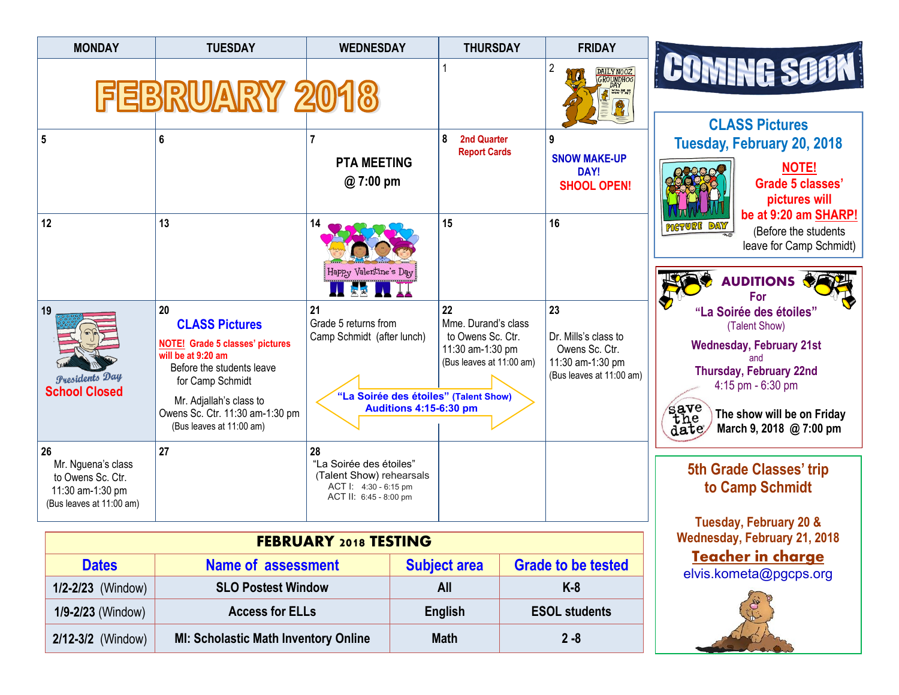# FEBRUARY 2018

| MONDAY | TUESDAY | WEDNESDAY | THURSDAY | FRIDAY |
|---|---|---|---|---|
| | | | 1 | 2 DAILY NOOZ GROUNDHOG DAY |
| 5 | 6 | 7 PTA MEETING @ 7:00 pm | 8 2nd Quarter Report Cards | 9 SNOW MAKE-UP DAY! SHOOL OPEN! |
| 12 | 13 | 14 Happy Valentine's Day | 15 | 16 |
| 19 Presidents Day School Closed | 20 **CLASS Pictures** NOTE! Grade 5 classes' pictures will be at 9:20 am Before the students leave for Camp Schmidt. Mr. Adjallah's class to Owens Sc. Ctr. 11:30 am-1:30 pm (Bus leaves at 11:00 am) | 21 Grade 5 returns from Camp Schmidt (after lunch) | 22 Mme. Durand's class to Owens Sc. Ctr. 11:30 am-1:30 pm (Bus leaves at 11:00 am) | 23 Dr. Mills's class to Owens Sc. Ctr. 11:30 am-1:30 pm (Bus leaves at 11:00 am) |
| 26 Mr. Nguena's class to Owens Sc. Ctr. 11:30 am-1:30 pm (Bus leaves at 11:00 am) | 27 | 28 "La Soirée des étoiles" (Talent Show) rehearsals ACT I: 4:30 - 6:15 pm ACT II: 6:45 - 8:00 pm | | |

"La Soirée des étoiles" (Talent Show) Auditions 4:15-6:30 pm (Wednesday 21 – Thursday 22)

## FEBRUARY 2018 TESTING

| Dates | Name of assessment | Subject area | Grade to be tested |
|---|---|---|---|
| 1/2-2/23 (Window) | SLO Postest Window | All | K-8 |
| 1/9-2/23 (Window) | Access for ELLs | English | ESOL students |
| 2/12-3/2 (Window) | MI: Scholastic Math Inventory Online | Math | 2 -8 |

# COMING SOON

## CLASS Pictures
**Tuesday, February 20, 2018**

PICTURE DAY

**NOTE!** Grade 5 classes' pictures will be at 9:20 am **SHARP!** (Before the students leave for Camp Schmidt)

## AUDITIONS For "La Soirée des étoiles"
(Talent Show)

**Wednesday, February 21st** and **Thursday, February 22nd**
4:15 pm - 6:30 pm

save the date — **The show will be on Friday March 9, 2018 @ 7:00 pm**

## 5th Grade Classes' trip to Camp Schmidt

**Tuesday, February 20 & Wednesday, February 21, 2018**

**Teacher in charge**
elvis.kometa@pgcps.org